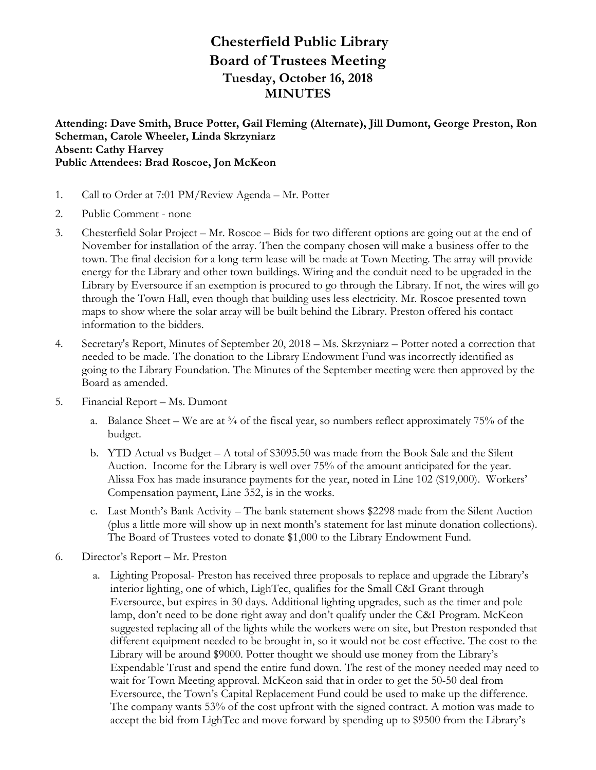# Chesterfield Public Library
## Board of Trustees Meeting
### Tuesday, October 16, 2018
### MINUTES

**Attending: Dave Smith, Bruce Potter, Gail Fleming (Alternate), Jill Dumont, George Preston, Ron Scherman, Carole Wheeler, Linda Skrzyniarz**
**Absent: Cathy Harvey**
**Public Attendees: Brad Roscoe, Jon McKeon**

1. Call to Order at 7:01 PM/Review Agenda – Mr. Potter
2. Public Comment - none
3. Chesterfield Solar Project – Mr. Roscoe – Bids for two different options are going out at the end of November for installation of the array. Then the company chosen will make a business offer to the town. The final decision for a long-term lease will be made at Town Meeting. The array will provide energy for the Library and other town buildings. Wiring and the conduit need to be upgraded in the Library by Eversource if an exemption is procured to go through the Library. If not, the wires will go through the Town Hall, even though that building uses less electricity. Mr. Roscoe presented town maps to show where the solar array will be built behind the Library. Preston offered his contact information to the bidders.
4. Secretary's Report, Minutes of September 20, 2018 – Ms. Skrzyniarz – Potter noted a correction that needed to be made. The donation to the Library Endowment Fund was incorrectly identified as going to the Library Foundation. The Minutes of the September meeting were then approved by the Board as amended.
5. Financial Report – Ms. Dumont
   a. Balance Sheet – We are at ¾ of the fiscal year, so numbers reflect approximately 75% of the budget.
   b. YTD Actual vs Budget – A total of $3095.50 was made from the Book Sale and the Silent Auction. Income for the Library is well over 75% of the amount anticipated for the year. Alissa Fox has made insurance payments for the year, noted in Line 102 ($19,000). Workers' Compensation payment, Line 352, is in the works.
   c. Last Month's Bank Activity – The bank statement shows $2298 made from the Silent Auction (plus a little more will show up in next month's statement for last minute donation collections). The Board of Trustees voted to donate $1,000 to the Library Endowment Fund.
6. Director's Report – Mr. Preston
   a. Lighting Proposal- Preston has received three proposals to replace and upgrade the Library's interior lighting, one of which, LighTec, qualifies for the Small C&I Grant through Eversource, but expires in 30 days. Additional lighting upgrades, such as the timer and pole lamp, don't need to be done right away and don't qualify under the C&I Program. McKeon suggested replacing all of the lights while the workers were on site, but Preston responded that different equipment needed to be brought in, so it would not be cost effective. The cost to the Library will be around $9000. Potter thought we should use money from the Library's Expendable Trust and spend the entire fund down. The rest of the money needed may need to wait for Town Meeting approval. McKeon said that in order to get the 50-50 deal from Eversource, the Town's Capital Replacement Fund could be used to make up the difference. The company wants 53% of the cost upfront with the signed contract. A motion was made to accept the bid from LighTec and move forward by spending up to $9500 from the Library's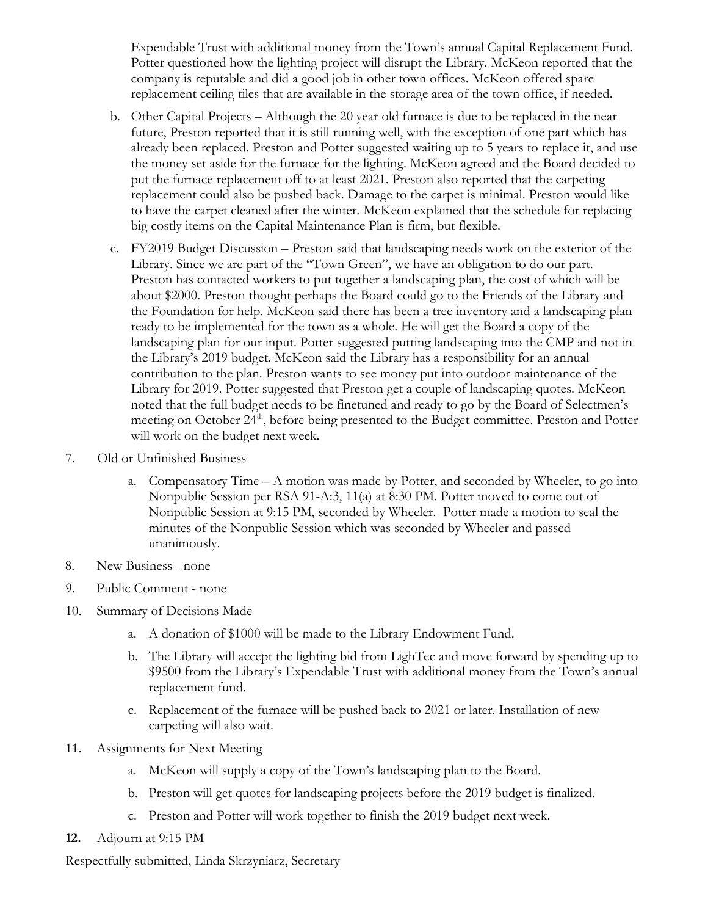Expendable Trust with additional money from the Town's annual Capital Replacement Fund. Potter questioned how the lighting project will disrupt the Library. McKeon reported that the company is reputable and did a good job in other town offices. McKeon offered spare replacement ceiling tiles that are available in the storage area of the town office, if needed.

b. Other Capital Projects – Although the 20 year old furnace is due to be replaced in the near future, Preston reported that it is still running well, with the exception of one part which has already been replaced. Preston and Potter suggested waiting up to 5 years to replace it, and use the money set aside for the furnace for the lighting. McKeon agreed and the Board decided to put the furnace replacement off to at least 2021. Preston also reported that the carpeting replacement could also be pushed back. Damage to the carpet is minimal. Preston would like to have the carpet cleaned after the winter. McKeon explained that the schedule for replacing big costly items on the Capital Maintenance Plan is firm, but flexible.

c. FY2019 Budget Discussion – Preston said that landscaping needs work on the exterior of the Library. Since we are part of the "Town Green", we have an obligation to do our part. Preston has contacted workers to put together a landscaping plan, the cost of which will be about $2000. Preston thought perhaps the Board could go to the Friends of the Library and the Foundation for help. McKeon said there has been a tree inventory and a landscaping plan ready to be implemented for the town as a whole. He will get the Board a copy of the landscaping plan for our input. Potter suggested putting landscaping into the CMP and not in the Library's 2019 budget. McKeon said the Library has a responsibility for an annual contribution to the plan. Preston wants to see money put into outdoor maintenance of the Library for 2019. Potter suggested that Preston get a couple of landscaping quotes. McKeon noted that the full budget needs to be finetuned and ready to go by the Board of Selectmen's meeting on October 24th, before being presented to the Budget committee. Preston and Potter will work on the budget next week.

7. Old or Unfinished Business

   a. Compensatory Time – A motion was made by Potter, and seconded by Wheeler, to go into Nonpublic Session per RSA 91-A:3, 11(a) at 8:30 PM. Potter moved to come out of Nonpublic Session at 9:15 PM, seconded by Wheeler. Potter made a motion to seal the minutes of the Nonpublic Session which was seconded by Wheeler and passed unanimously.

8. New Business - none

9. Public Comment - none

10. Summary of Decisions Made

    a. A donation of $1000 will be made to the Library Endowment Fund.

    b. The Library will accept the lighting bid from LighTec and move forward by spending up to $9500 from the Library's Expendable Trust with additional money from the Town's annual replacement fund.

    c. Replacement of the furnace will be pushed back to 2021 or later. Installation of new carpeting will also wait.

11. Assignments for Next Meeting

    a. McKeon will supply a copy of the Town's landscaping plan to the Board.

    b. Preston will get quotes for landscaping projects before the 2019 budget is finalized.

    c. Preston and Potter will work together to finish the 2019 budget next week.

**12.** Adjourn at 9:15 PM

Respectfully submitted, Linda Skrzyniarz, Secretary